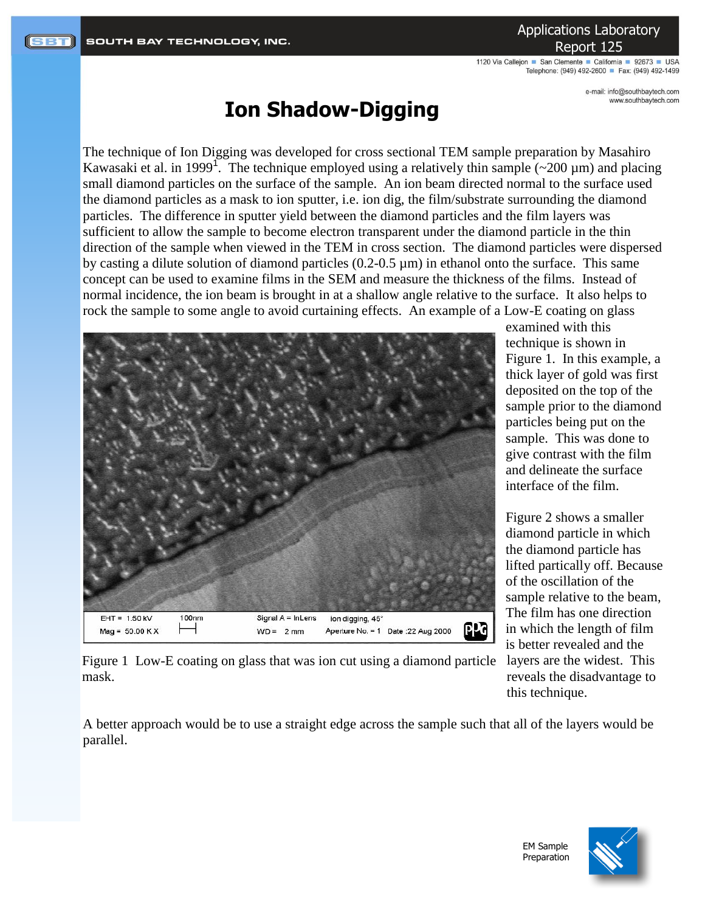# Ion Shadow-Digging

The technique of Ion Digging was developed for cross sectional TEM sample preparation by Masahiro Kawasaki et al. in 1999[1]. The technique employed using a relatively thin sample (~200 µm) and placing small diamond particles on the surface of the sample. An ion beam directed normal to the surface used the diamond particles as a mask to ion sputter, i.e. ion dig, the film/substrate surrounding the diamond particles. The difference in sputter yield between the diamond particles and the film layers was sufficient to allow the sample to become electron transparent under the diamond particle in the thin direction of the sample when viewed in the TEM in cross section. The diamond particles were dispersed by casting a dilute solution of diamond particles (0.2-0.5 µm) in ethanol onto the surface. This same concept can be used to examine films in the SEM and measure the thickness of the films. Instead of normal incidence, the ion beam is brought in at a shallow angle relative to the surface. It also helps to rock the sample to some angle to avoid curtaining effects. An example of a Low-E coating on glass examined with this technique is shown in Figure 1. In this example, a thick layer of gold was first deposited on the top of the sample prior to the diamond particles being put on the sample. This was done to give contrast with the film and delineate the surface interface of the film.

Figure 1 Low-E coating on glass that was ion cut using a diamond particle mask.

Figure 2 shows a smaller diamond particle in which the diamond particle has lifted partically off. Because of the oscillation of the sample relative to the beam, The film has one direction in which the length of film is better revealed and the layers are the widest. This reveals the disadvantage to this technique.

A better approach would be to use a straight edge across the sample such that all of the layers would be parallel.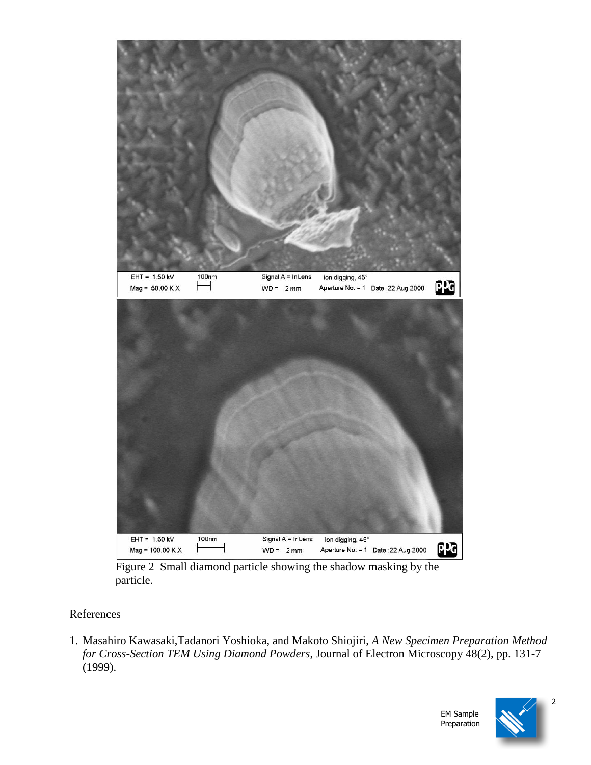Figure 2 Small diamond particle showing the shadow masking by the particle.

References

1. Masahiro Kawasaki,Tadanori Yoshioka, and Makoto Shiojiri, *A New Specimen Preparation Method for Cross-Section TEM Using Diamond Powders*, Journal of Electron Microscopy 48(2), pp. 131-7 (1999).